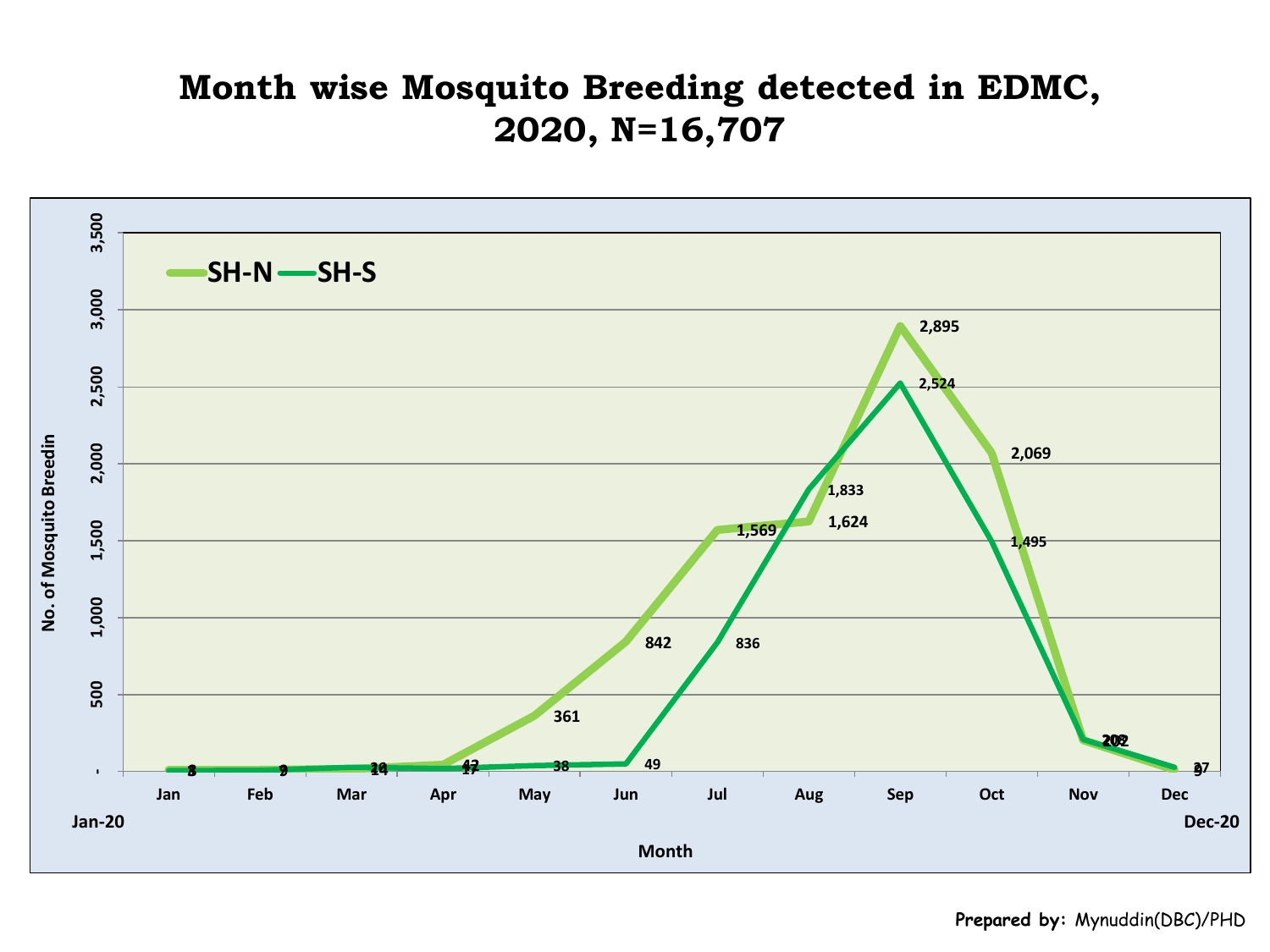# Month wise Mosquito Breeding detected in EDMC, 2020, N=16,707

| Month | SH-N | SH-S |
|---|---|---|
| Jan | 8 | 3 |
| Feb | 9 | 7 |
| Mar | 14 | 20 |
| Apr | 42 | 17 |
| May | 361 | 38 |
| Jun | 842 | 49 |
| Jul | 1,569 | 836 |
| Aug | 1,624 | 1,833 |
| Sep | 2,895 | 2,524 |
| Oct | 2,069 | 1,495 |
| Nov | 202 | 209 |
| Dec | 5 | 27 |

No. of Mosquito Breedin

Month

Jan-20 — Dec-20

**Prepared by:** Mynuddin(DBC)/PHD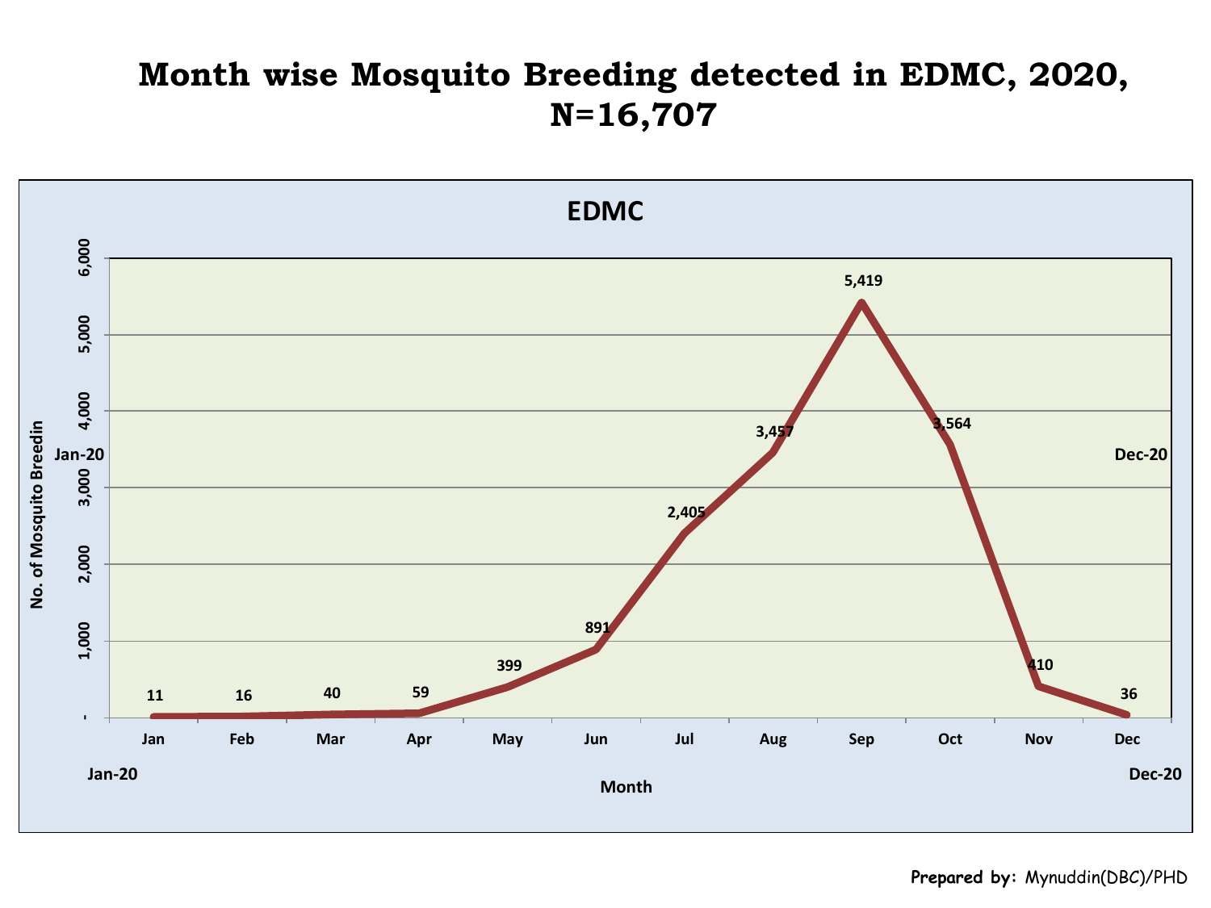# Month wise Mosquito Breeding detected in EDMC, 2020, N=16,707

**EDMC**

| Month | No. of Mosquito Breedin |
|---|---|
| Jan | 11 |
| Feb | 16 |
| Mar | 40 |
| Apr | 59 |
| May | 399 |
| Jun | 891 |
| Jul | 2,405 |
| Aug | 3,457 |
| Sep | 5,419 |
| Oct | 3,564 |
| Nov | 410 |
| Dec | 36 |

Jan-20 Dec-20

Month

**Prepared by:** Mynuddin(DBC)/PHD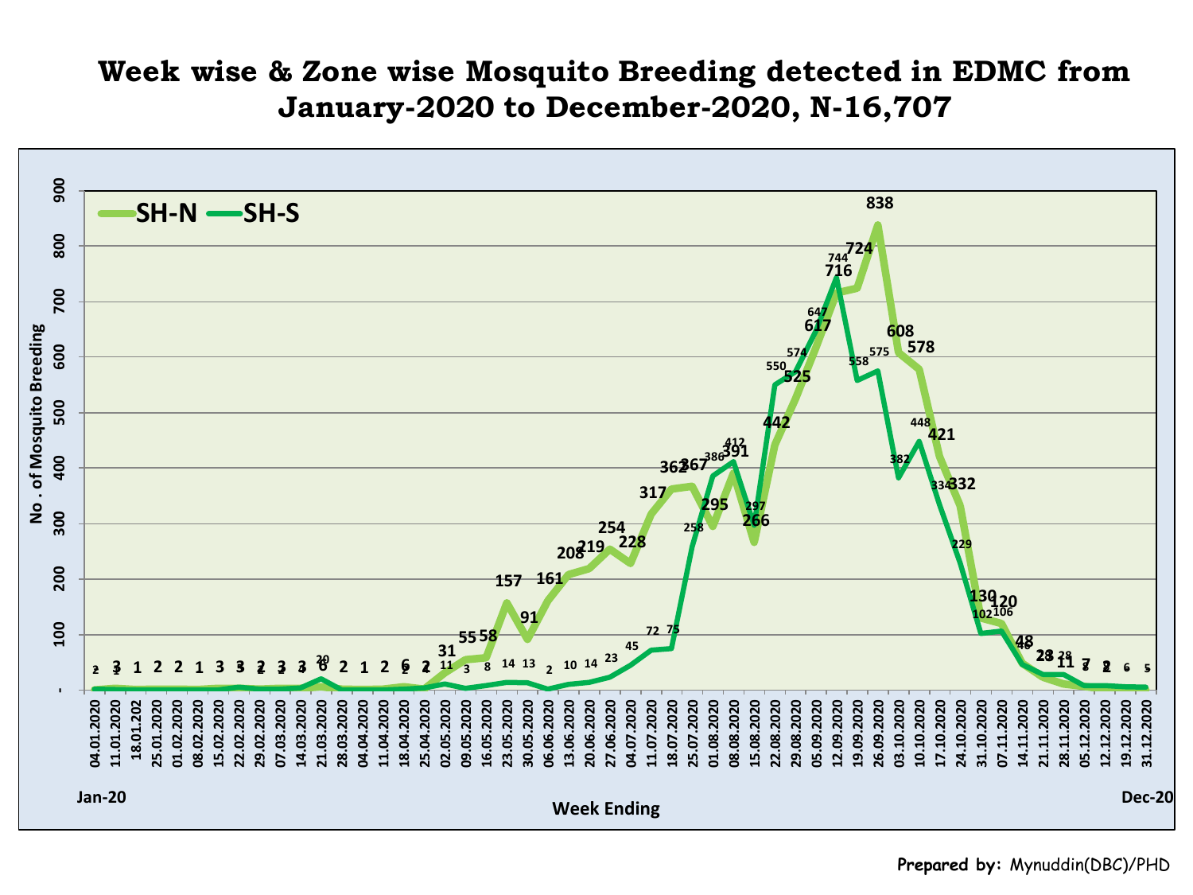# Week wise & Zone wise Mosquito Breeding detected in EDMC from January-2020 to December-2020, N-16,707

Prepared by: Mynuddin(DBC)/PHD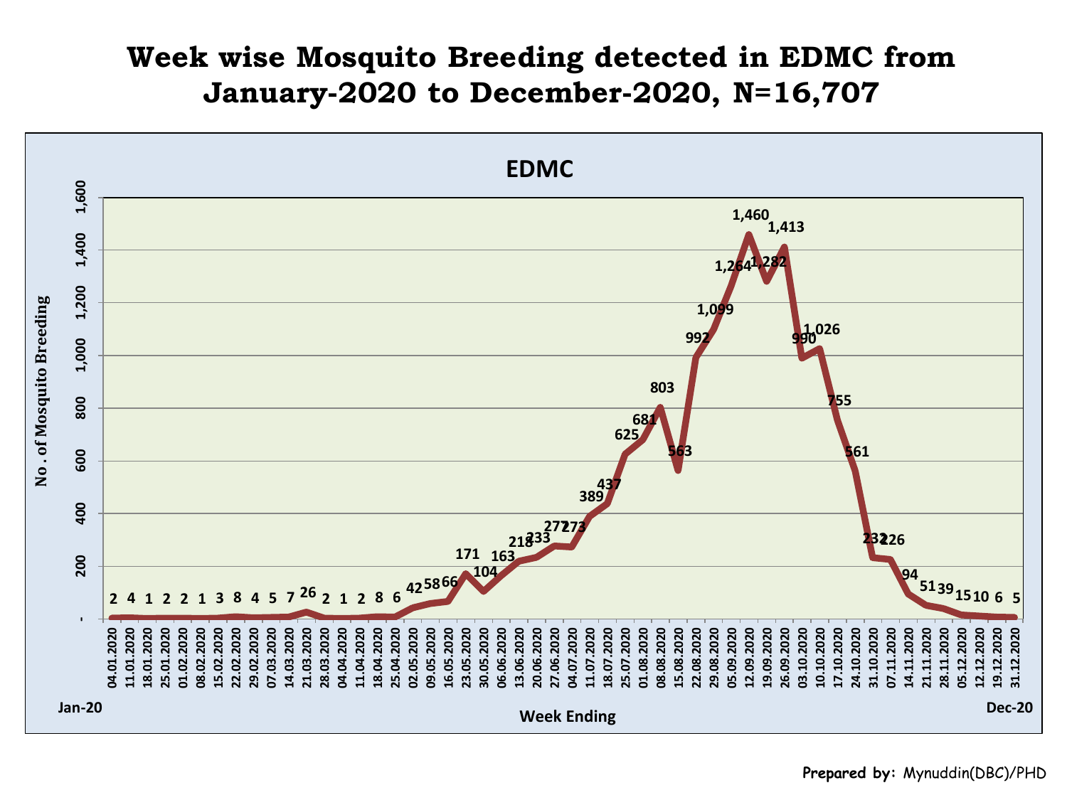# Week wise Mosquito Breeding detected in EDMC from January-2020 to December-2020, N=16,707

EDMC

No. of Mosquito Breeding

1,600
1,400
1,200
1,000
800
600
400
200
-

2 4 1 2 2 1 3 8 4 5 7 26 2 1 2 8 6 42 58 66 171 104 163 218 233 277 273 389 437 625 681 803 563 992 1,099 1,264 1,460 1,282 1,413 990 1,026 755 561 232 226 94 51 39 15 10 6 5

04.01.2020 11.01.2020 18.01.2020 25.01.2020 01.02.2020 08.02.2020 15.02.2020 22.02.2020 29.02.2020 07.03.2020 14.03.2020 21.03.2020 28.03.2020 04.04.2020 11.04.2020 18.04.2020 25.04.2020 02.05.2020 09.05.2020 16.05.2020 23.05.2020 30.05.2020 06.06.2020 13.06.2020 20.06.2020 27.06.2020 04.07.2020 11.07.2020 18.07.2020 25.07.2020 01.08.2020 08.08.2020 15.08.2020 22.08.2020 29.08.2020 05.09.2020 12.09.2020 19.09.2020 26.09.2020 03.10.2020 10.10.2020 17.10.2020 24.10.2020 31.10.2020 07.11.2020 14.11.2020 21.11.2020 28.11.2020 05.12.2020 12.12.2020 19.12.2020 31.12.2020

Jan-20

Week Ending

Dec-20

**Prepared by:** Mynuddin(DBC)/PHD